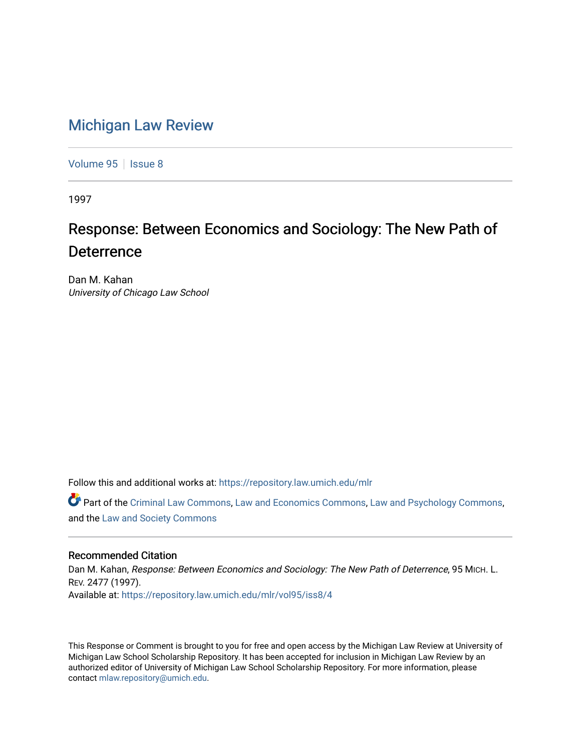# Michigan Law Review

Volume 95 | Issue 8

1997

## Response: Between Economics and Sociology: The New Path of Deterrence

Dan M. Kahan
*University of Chicago Law School*

Follow this and additional works at: https://repository.law.umich.edu/mlr

Part of the Criminal Law Commons, Law and Economics Commons, Law and Psychology Commons, and the Law and Society Commons

### Recommended Citation

Dan M. Kahan, *Response: Between Economics and Sociology: The New Path of Deterrence*, 95 MICH. L. REV. 2477 (1997).
Available at: https://repository.law.umich.edu/mlr/vol95/iss8/4

This Response or Comment is brought to you for free and open access by the Michigan Law Review at University of Michigan Law School Scholarship Repository. It has been accepted for inclusion in Michigan Law Review by an authorized editor of University of Michigan Law School Scholarship Repository. For more information, please contact mlaw.repository@umich.edu.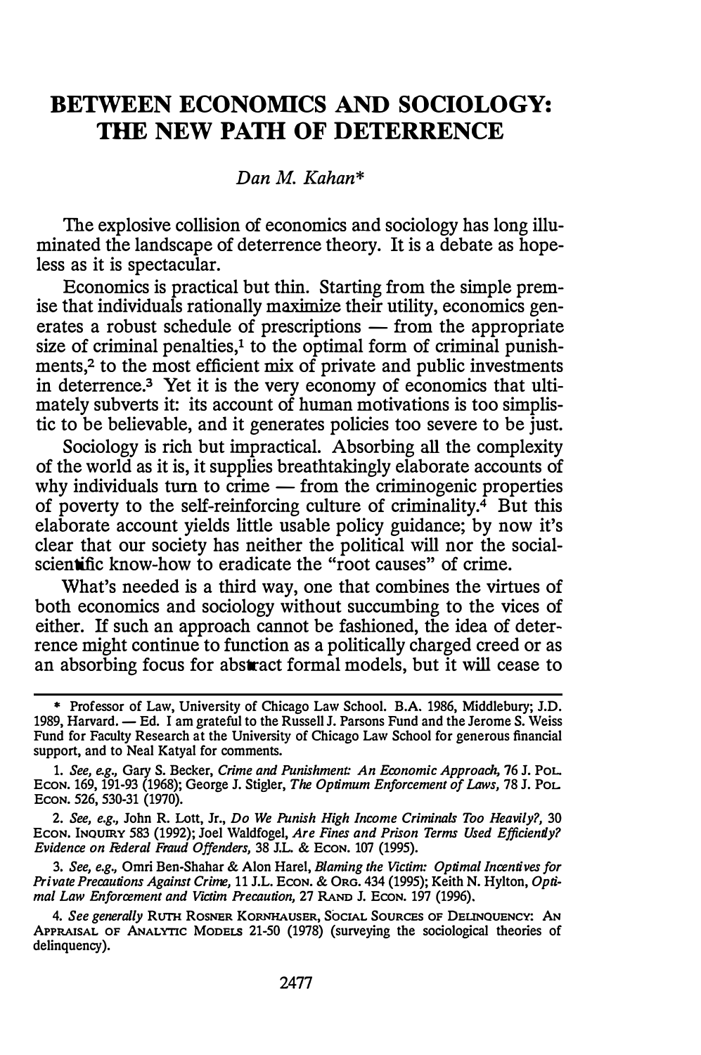# BETWEEN ECONOMICS AND SOCIOLOGY: THE NEW PATH OF DETERRENCE

*Dan M. Kahan**

The explosive collision of economics and sociology has long illuminated the landscape of deterrence theory. It is a debate as hopeless as it is spectacular.

Economics is practical but thin. Starting from the simple premise that individuals rationally maximize their utility, economics generates a robust schedule of prescriptions — from the appropriate size of criminal penalties,[1] to the optimal form of criminal punishments,[2] to the most efficient mix of private and public investments in deterrence.[3] Yet it is the very economy of economics that ultimately subverts it: its account of human motivations is too simplistic to be believable, and it generates policies too severe to be just.

Sociology is rich but impractical. Absorbing all the complexity of the world as it is, it supplies breathtakingly elaborate accounts of why individuals turn to crime — from the criminogenic properties of poverty to the self-reinforcing culture of criminality.[4] But this elaborate account yields little usable policy guidance; by now it's clear that our society has neither the political will nor the social-scientific know-how to eradicate the "root causes" of crime.

What's needed is a third way, one that combines the virtues of both economics and sociology without succumbing to the vices of either. If such an approach cannot be fashioned, the idea of deterrence might continue to function as a politically charged creed or as an absorbing focus for abstract formal models, but it will cease to

---

\* Professor of Law, University of Chicago Law School. B.A. 1986, Middlebury; J.D. 1989, Harvard. — Ed. I am grateful to the Russell J. Parsons Fund and the Jerome S. Weiss Fund for Faculty Research at the University of Chicago Law School for generous financial support, and to Neal Katyal for comments.

1. *See, e.g.*, Gary S. Becker, *Crime and Punishment: An Economic Approach*, 76 J. POL. ECON. 169, 191-93 (1968); George J. Stigler, *The Optimum Enforcement of Laws*, 78 J. POL. ECON. 526, 530-31 (1970).

2. *See, e.g.*, John R. Lott, Jr., *Do We Punish High Income Criminals Too Heavily?*, 30 ECON. INQUIRY 583 (1992); Joel Waldfogel, *Are Fines and Prison Terms Used Efficiently? Evidence on Federal Fraud Offenders*, 38 J.L. & ECON. 107 (1995).

3. *See, e.g.*, Omri Ben-Shahar & Alon Harel, *Blaming the Victim: Optimal Incentives for Private Precautions Against Crime*, 11 J.L. ECON. & ORG. 434 (1995); Keith N. Hylton, *Optimal Law Enforcement and Victim Precaution*, 27 RAND J. ECON. 197 (1996).

4. *See generally* RUTH ROSNER KORNHAUSER, SOCIAL SOURCES OF DELINQUENCY: AN APPRAISAL OF ANALYTIC MODELS 21-50 (1978) (surveying the sociological theories of delinquency).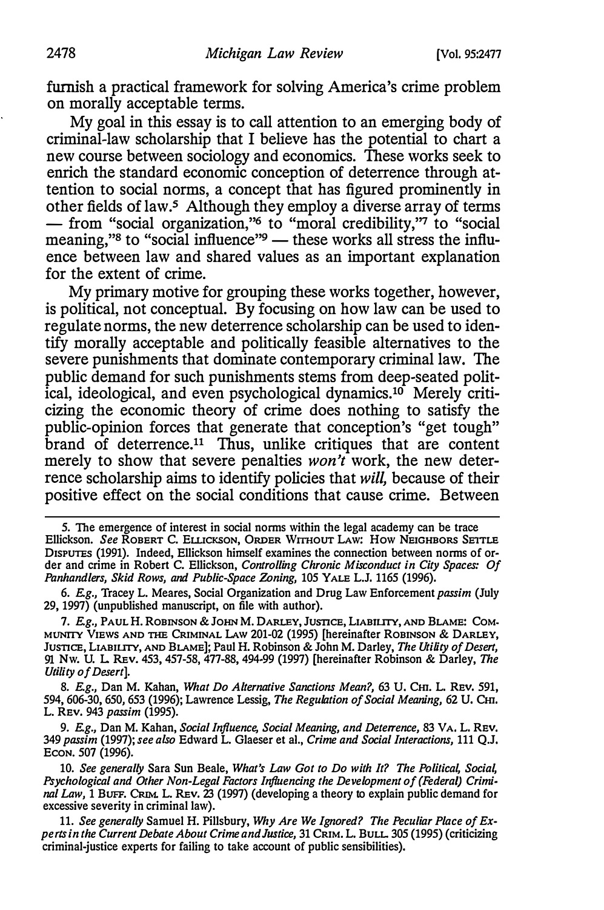furnish a practical framework for solving America's crime problem on morally acceptable terms.

My goal in this essay is to call attention to an emerging body of criminal-law scholarship that I believe has the potential to chart a new course between sociology and economics. These works seek to enrich the standard economic conception of deterrence through attention to social norms, a concept that has figured prominently in other fields of law.[5] Although they employ a diverse array of terms — from "social organization,"[6] to "moral credibility,"[7] to "social meaning,"[8] to "social influence"[9] — these works all stress the influence between law and shared values as an important explanation for the extent of crime.

My primary motive for grouping these works together, however, is political, not conceptual. By focusing on how law can be used to regulate norms, the new deterrence scholarship can be used to identify morally acceptable and politically feasible alternatives to the severe punishments that dominate contemporary criminal law. The public demand for such punishments stems from deep-seated political, ideological, and even psychological dynamics.[10] Merely criticizing the economic theory of crime does nothing to satisfy the public-opinion forces that generate that conception's "get tough" brand of deterrence.[11] Thus, unlike critiques that are content merely to show that severe penalties *won't* work, the new deterrence scholarship aims to identify policies that *will*, because of their positive effect on the social conditions that cause crime. Between

---

5. The emergence of interest in social norms within the legal academy can be trace Ellickson. *See* ROBERT C. ELLICKSON, ORDER WITHOUT LAW: HOW NEIGHBORS SETTLE DISPUTES (1991). Indeed, Ellickson himself examines the connection between norms of order and crime in Robert C. Ellickson, *Controlling Chronic Misconduct in City Spaces: Of Panhandlers, Skid Rows, and Public-Space Zoning*, 105 YALE L.J. 1165 (1996).

6. *E.g.*, Tracey L. Meares, Social Organization and Drug Law Enforcement *passim* (July 29, 1997) (unpublished manuscript, on file with author).

7. *E.g.*, PAUL H. ROBINSON & JOHN M. DARLEY, JUSTICE, LIABILITY, AND BLAME: COMMUNITY VIEWS AND THE CRIMINAL LAW 201-02 (1995) [hereinafter ROBINSON & DARLEY, JUSTICE, LIABILITY, AND BLAME]; Paul H. Robinson & John M. Darley, *The Utility of Desert*, 91 NW. U. L. REV. 453, 457-58, 477-88, 494-99 (1997) [hereinafter Robinson & Darley, *The Utility of Desert*].

8. *E.g.*, Dan M. Kahan, *What Do Alternative Sanctions Mean?*, 63 U. CHI. L. REV. 591, 594, 606-30, 650, 653 (1996); Lawrence Lessig, *The Regulation of Social Meaning*, 62 U. CHI. L. REV. 943 *passim* (1995).

9. *E.g.*, Dan M. Kahan, *Social Influence, Social Meaning, and Deterrence*, 83 VA. L. REV. 349 *passim* (1997); *see also* Edward L. Glaeser et al., *Crime and Social Interactions*, 111 Q.J. ECON. 507 (1996).

10. *See generally* Sara Sun Beale, *What's Law Got to Do with It? The Political, Social, Psychological and Other Non-Legal Factors Influencing the Development of (Federal) Criminal Law*, 1 BUFF. CRIM. L. REV. 23 (1997) (developing a theory to explain public demand for excessive severity in criminal law).

11. *See generally* Samuel H. Pillsbury, *Why Are We Ignored? The Peculiar Place of Experts in the Current Debate About Crime and Justice*, 31 CRIM. L. BULL. 305 (1995) (criticizing criminal-justice experts for failing to take account of public sensibilities).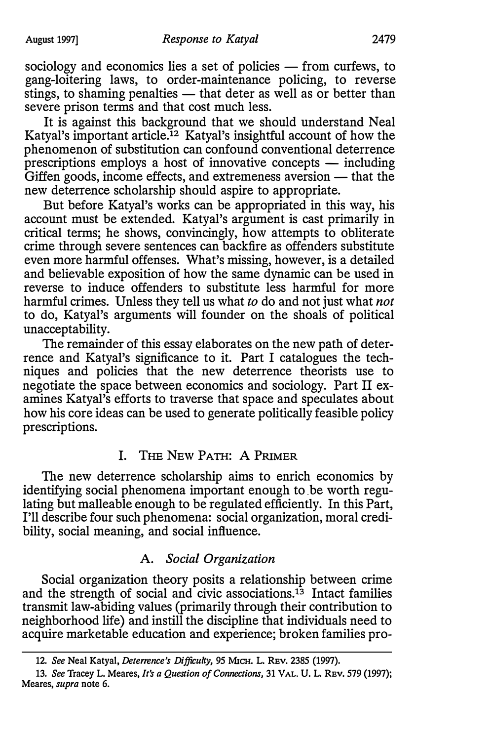sociology and economics lies a set of policies — from curfews, to gang-loitering laws, to order-maintenance policing, to reverse stings, to shaming penalties — that deter as well as or better than severe prison terms and that cost much less.

It is against this background that we should understand Neal Katyal's important article.[12] Katyal's insightful account of how the phenomenon of substitution can confound conventional deterrence prescriptions employs a host of innovative concepts — including Giffen goods, income effects, and extremeness aversion — that the new deterrence scholarship should aspire to appropriate.

But before Katyal's works can be appropriated in this way, his account must be extended. Katyal's argument is cast primarily in critical terms; he shows, convincingly, how attempts to obliterate crime through severe sentences can backfire as offenders substitute even more harmful offenses. What's missing, however, is a detailed and believable exposition of how the same dynamic can be used in reverse to induce offenders to substitute less harmful for more harmful crimes. Unless they tell us what *to* do and not just what *not* to do, Katyal's arguments will founder on the shoals of political unacceptability.

The remainder of this essay elaborates on the new path of deterrence and Katyal's significance to it. Part I catalogues the techniques and policies that the new deterrence theorists use to negotiate the space between economics and sociology. Part II examines Katyal's efforts to traverse that space and speculates about how his core ideas can be used to generate politically feasible policy prescriptions.

## I. The New Path: A Primer

The new deterrence scholarship aims to enrich economics by identifying social phenomena important enough to be worth regulating but malleable enough to be regulated efficiently. In this Part, I'll describe four such phenomena: social organization, moral credibility, social meaning, and social influence.

### A. *Social Organization*

Social organization theory posits a relationship between crime and the strength of social and civic associations.[13] Intact families transmit law-abiding values (primarily through their contribution to neighborhood life) and instill the discipline that individuals need to acquire marketable education and experience; broken families pro-

---

12. *See* Neal Katyal, *Deterrence's Difficulty*, 95 Mich. L. Rev. 2385 (1997).

13. *See* Tracey L. Meares, *It's a Question of Connections*, 31 Val. U. L. Rev. 579 (1997); Meares, *supra* note 6.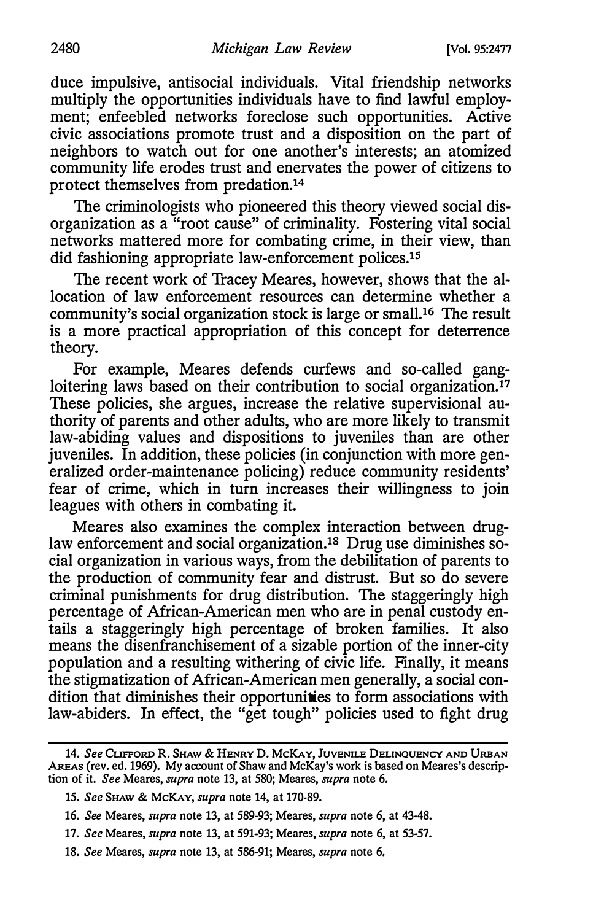duce impulsive, antisocial individuals. Vital friendship networks multiply the opportunities individuals have to find lawful employment; enfeebled networks foreclose such opportunities. Active civic associations promote trust and a disposition on the part of neighbors to watch out for one another's interests; an atomized community life erodes trust and enervates the power of citizens to protect themselves from predation.[14]

The criminologists who pioneered this theory viewed social disorganization as a "root cause" of criminality. Fostering vital social networks mattered more for combating crime, in their view, than did fashioning appropriate law-enforcement polices.[15]

The recent work of Tracey Meares, however, shows that the allocation of law enforcement resources can determine whether a community's social organization stock is large or small.[16] The result is a more practical appropriation of this concept for deterrence theory.

For example, Meares defends curfews and so-called gang-loitering laws based on their contribution to social organization.[17] These policies, she argues, increase the relative supervisional authority of parents and other adults, who are more likely to transmit law-abiding values and dispositions to juveniles than are other juveniles. In addition, these policies (in conjunction with more generalized order-maintenance policing) reduce community residents' fear of crime, which in turn increases their willingness to join leagues with others in combating it.

Meares also examines the complex interaction between drug-law enforcement and social organization.[18] Drug use diminishes social organization in various ways, from the debilitation of parents to the production of community fear and distrust. But so do severe criminal punishments for drug distribution. The staggeringly high percentage of African-American men who are in penal custody entails a staggeringly high percentage of broken families. It also means the disenfranchisement of a sizable portion of the inner-city population and a resulting withering of civic life. Finally, it means the stigmatization of African-American men generally, a social condition that diminishes their opportunities to form associations with law-abiders. In effect, the "get tough" policies used to fight drug

---

14. *See* Clifford R. Shaw & Henry D. McKay, Juvenile Delinquency and Urban Areas (rev. ed. 1969). My account of Shaw and McKay's work is based on Meares's description of it. *See* Meares, *supra* note 13, at 580; Meares, *supra* note 6.

15. *See* Shaw & McKay, *supra* note 14, at 170-89.

16. *See* Meares, *supra* note 13, at 589-93; Meares, *supra* note 6, at 43-48.

17. *See* Meares, *supra* note 13, at 591-93; Meares, *supra* note 6, at 53-57.

18. *See* Meares, *supra* note 13, at 586-91; Meares, *supra* note 6.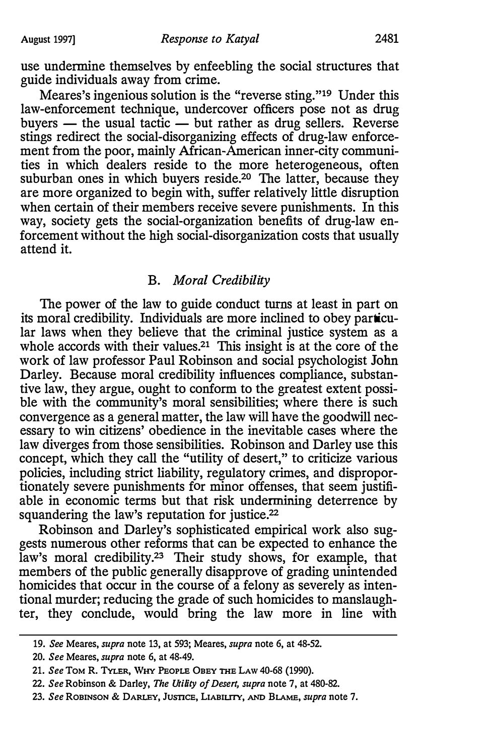use undermine themselves by enfeebling the social structures that guide individuals away from crime.

Meares's ingenious solution is the "reverse sting."[19] Under this law-enforcement technique, undercover officers pose not as drug buyers — the usual tactic — but rather as drug sellers. Reverse stings redirect the social-disorganizing effects of drug-law enforcement from the poor, mainly African-American inner-city communities in which dealers reside to the more heterogeneous, often suburban ones in which buyers reside.[20] The latter, because they are more organized to begin with, suffer relatively little disruption when certain of their members receive severe punishments. In this way, society gets the social-organization benefits of drug-law enforcement without the high social-disorganization costs that usually attend it.

### B. *Moral Credibility*

The power of the law to guide conduct turns at least in part on its moral credibility. Individuals are more inclined to obey particular laws when they believe that the criminal justice system as a whole accords with their values.[21] This insight is at the core of the work of law professor Paul Robinson and social psychologist John Darley. Because moral credibility influences compliance, substantive law, they argue, ought to conform to the greatest extent possible with the community's moral sensibilities; where there is such convergence as a general matter, the law will have the goodwill necessary to win citizens' obedience in the inevitable cases where the law diverges from those sensibilities. Robinson and Darley use this concept, which they call the "utility of desert," to criticize various policies, including strict liability, regulatory crimes, and disproportionately severe punishments for minor offenses, that seem justifiable in economic terms but that risk undermining deterrence by squandering the law's reputation for justice.[22]

Robinson and Darley's sophisticated empirical work also suggests numerous other reforms that can be expected to enhance the law's moral credibility.[23] Their study shows, for example, that members of the public generally disapprove of grading unintended homicides that occur in the course of a felony as severely as intentional murder; reducing the grade of such homicides to manslaughter, they conclude, would bring the law more in line with

---

19. *See* Meares, *supra* note 13, at 593; Meares, *supra* note 6, at 48-52.

20. *See* Meares, *supra* note 6, at 48-49.

21. *See* TOM R. TYLER, WHY PEOPLE OBEY THE LAW 40-68 (1990).

22. *See* Robinson & Darley, *The Utility of Desert*, *supra* note 7, at 480-82.

23. *See* ROBINSON & DARLEY, JUSTICE, LIABILITY, AND BLAME, *supra* note 7.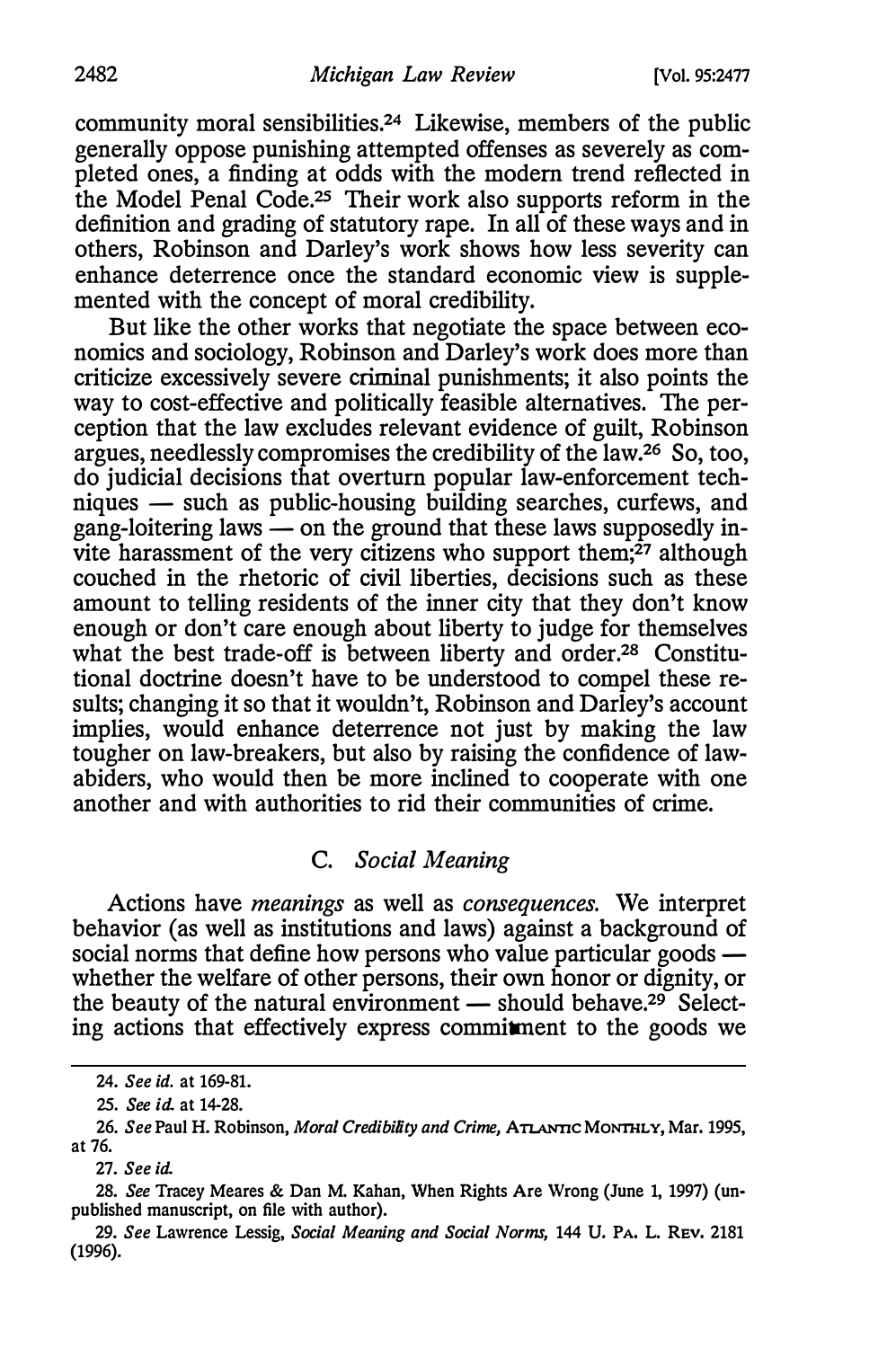community moral sensibilities.[24] Likewise, members of the public generally oppose punishing attempted offenses as severely as completed ones, a finding at odds with the modern trend reflected in the Model Penal Code.[25] Their work also supports reform in the definition and grading of statutory rape. In all of these ways and in others, Robinson and Darley's work shows how less severity can enhance deterrence once the standard economic view is supplemented with the concept of moral credibility.

But like the other works that negotiate the space between economics and sociology, Robinson and Darley's work does more than criticize excessively severe criminal punishments; it also points the way to cost-effective and politically feasible alternatives. The perception that the law excludes relevant evidence of guilt, Robinson argues, needlessly compromises the credibility of the law.[26] So, too, do judicial decisions that overturn popular law-enforcement techniques — such as public-housing building searches, curfews, and gang-loitering laws — on the ground that these laws supposedly invite harassment of the very citizens who support them;[27] although couched in the rhetoric of civil liberties, decisions such as these amount to telling residents of the inner city that they don't know enough or don't care enough about liberty to judge for themselves what the best trade-off is between liberty and order.[28] Constitutional doctrine doesn't have to be understood to compel these results; changing it so that it wouldn't, Robinson and Darley's account implies, would enhance deterrence not just by making the law tougher on law-breakers, but also by raising the confidence of law-abiders, who would then be more inclined to cooperate with one another and with authorities to rid their communities of crime.

### C. *Social Meaning*

Actions have *meanings* as well as *consequences*. We interpret behavior (as well as institutions and laws) against a background of social norms that define how persons who value particular goods — whether the welfare of other persons, their own honor or dignity, or the beauty of the natural environment — should behave.[29] Selecting actions that effectively express commitment to the goods we

---

24. *See id.* at 169-81.

25. *See id.* at 14-28.

26. *See* Paul H. Robinson, *Moral Credibility and Crime*, ATLANTIC MONTHLY, Mar. 1995, at 76.

27. *See id.*

28. *See* Tracey Meares & Dan M. Kahan, When Rights Are Wrong (June 1, 1997) (unpublished manuscript, on file with author).

29. *See* Lawrence Lessig, *Social Meaning and Social Norms*, 144 U. PA. L. REV. 2181 (1996).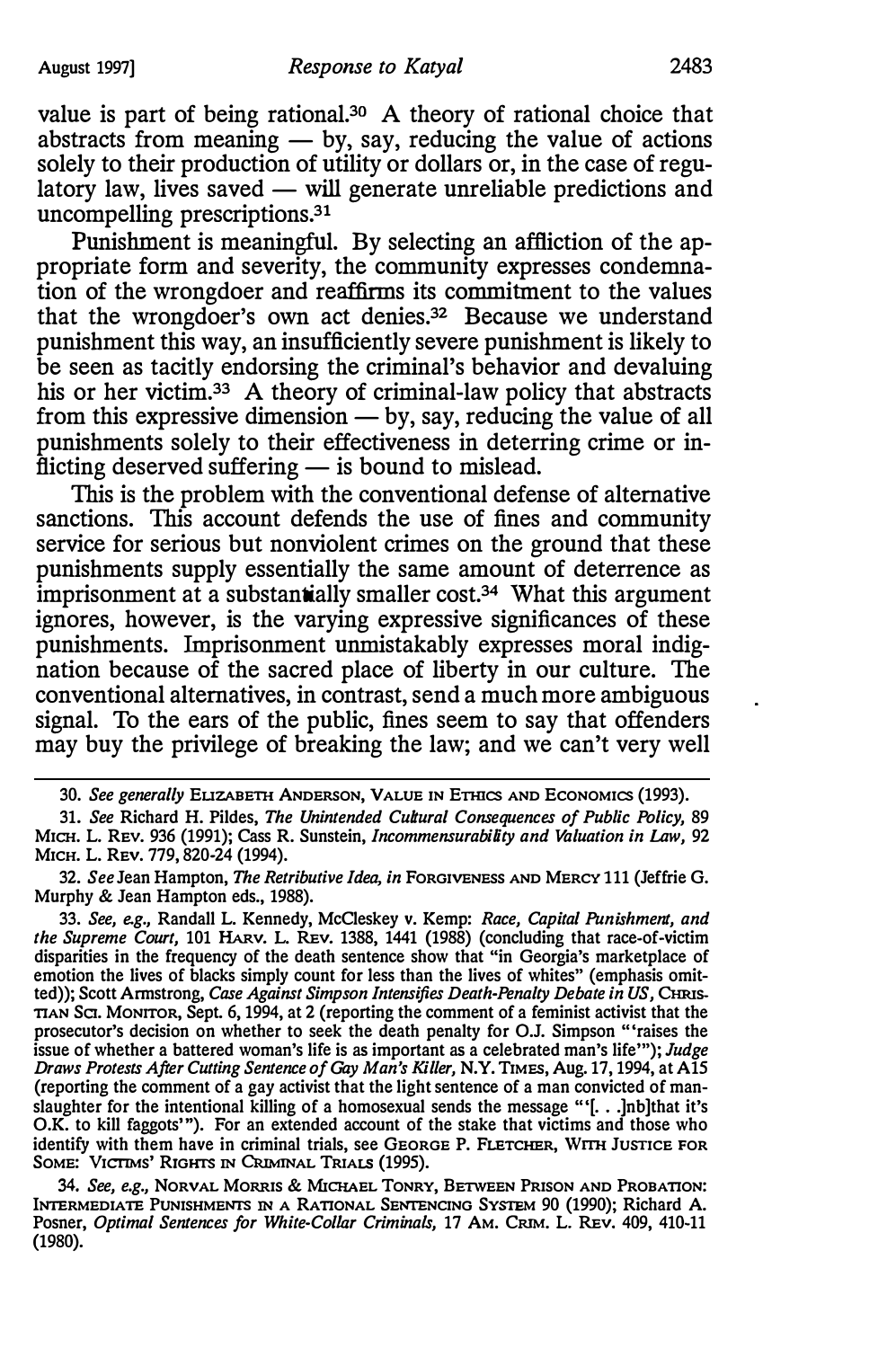value is part of being rational.[30] A theory of rational choice that abstracts from meaning — by, say, reducing the value of actions solely to their production of utility or dollars or, in the case of regulatory law, lives saved — will generate unreliable predictions and uncompelling prescriptions.[31]

Punishment is meaningful. By selecting an affliction of the appropriate form and severity, the community expresses condemnation of the wrongdoer and reaffirms its commitment to the values that the wrongdoer's own act denies.[32] Because we understand punishment this way, an insufficiently severe punishment is likely to be seen as tacitly endorsing the criminal's behavior and devaluing his or her victim.[33] A theory of criminal-law policy that abstracts from this expressive dimension — by, say, reducing the value of all punishments solely to their effectiveness in deterring crime or inflicting deserved suffering — is bound to mislead.

This is the problem with the conventional defense of alternative sanctions. This account defends the use of fines and community service for serious but nonviolent crimes on the ground that these punishments supply essentially the same amount of deterrence as imprisonment at a substantially smaller cost.[34] What this argument ignores, however, is the varying expressive significances of these punishments. Imprisonment unmistakably expresses moral indignation because of the sacred place of liberty in our culture. The conventional alternatives, in contrast, send a much more ambiguous signal. To the ears of the public, fines seem to say that offenders may buy the privilege of breaking the law; and we can't very well

---

30. *See generally* ELIZABETH ANDERSON, VALUE IN ETHICS AND ECONOMICS (1993).

31. *See* Richard H. Pildes, *The Unintended Cultural Consequences of Public Policy*, 89 MICH. L. REV. 936 (1991); Cass R. Sunstein, *Incommensurability and Valuation in Law*, 92 MICH. L. REV. 779, 820-24 (1994).

32. *See* Jean Hampton, *The Retributive Idea*, *in* FORGIVENESS AND MERCY 111 (Jeffrie G. Murphy & Jean Hampton eds., 1988).

33. *See, e.g.*, Randall L. Kennedy, McCleskey v. Kemp: *Race, Capital Punishment, and the Supreme Court*, 101 HARV. L. REV. 1388, 1441 (1988) (concluding that race-of-victim disparities in the frequency of the death sentence show that "in Georgia's marketplace of emotion the lives of blacks simply count for less than the lives of whites" (emphasis omitted)); Scott Armstrong, *Case Against Simpson Intensifies Death-Penalty Debate in US*, CHRISTIAN SCI. MONITOR, Sept. 6, 1994, at 2 (reporting the comment of a feminist activist that the prosecutor's decision on whether to seek the death penalty for O.J. Simpson "'raises the issue of whether a battered woman's life is as important as a celebrated man's life'"); *Judge Draws Protests After Cutting Sentence of Gay Man's Killer*, N.Y. TIMES, Aug. 17, 1994, at A15 (reporting the comment of a gay activist that the light sentence of a man convicted of manslaughter for the intentional killing of a homosexual sends the message "'[. . .]nb]that it's O.K. to kill faggots'"). For an extended account of the stake that victims and those who identify with them have in criminal trials, see GEORGE P. FLETCHER, WITH JUSTICE FOR SOME: VICTIMS' RIGHTS IN CRIMINAL TRIALS (1995).

34. *See, e.g.*, NORVAL MORRIS & MICHAEL TONRY, BETWEEN PRISON AND PROBATION: INTERMEDIATE PUNISHMENTS IN A RATIONAL SENTENCING SYSTEM 90 (1990); Richard A. Posner, *Optimal Sentences for White-Collar Criminals*, 17 AM. CRIM. L. REV. 409, 410-11 (1980).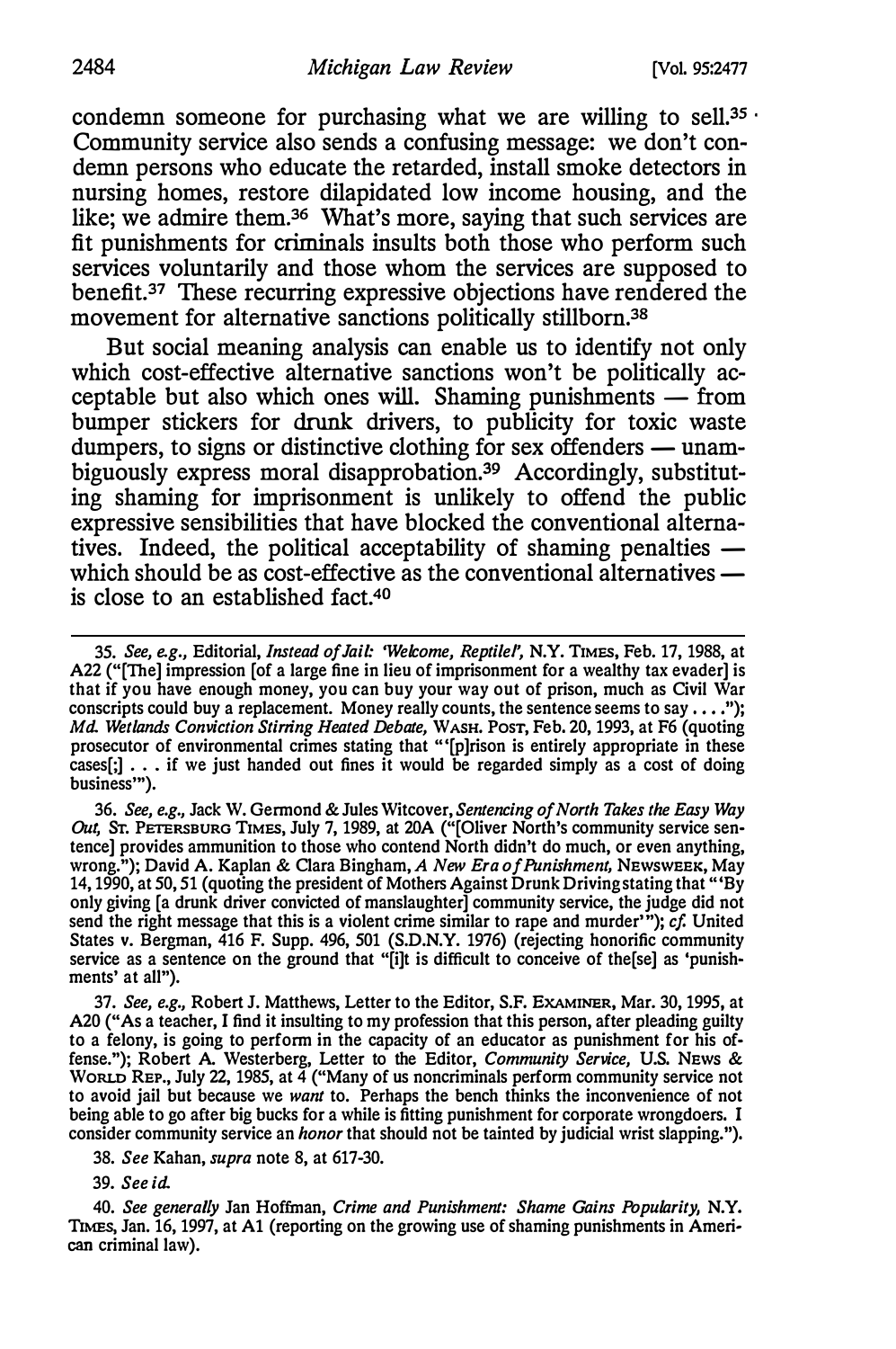condemn someone for purchasing what we are willing to sell.[35] Community service also sends a confusing message: we don't condemn persons who educate the retarded, install smoke detectors in nursing homes, restore dilapidated low income housing, and the like; we admire them.[36] What's more, saying that such services are fit punishments for criminals insults both those who perform such services voluntarily and those whom the services are supposed to benefit.[37] These recurring expressive objections have rendered the movement for alternative sanctions politically stillborn.[38]

But social meaning analysis can enable us to identify not only which cost-effective alternative sanctions won't be politically acceptable but also which ones will. Shaming punishments — from bumper stickers for drunk drivers, to publicity for toxic waste dumpers, to signs or distinctive clothing for sex offenders — unambiguously express moral disapprobation.[39] Accordingly, substituting shaming for imprisonment is unlikely to offend the public expressive sensibilities that have blocked the conventional alternatives. Indeed, the political acceptability of shaming penalties — which should be as cost-effective as the conventional alternatives — is close to an established fact.[40]

---

35. *See, e.g.*, Editorial, *Instead of Jail: 'Welcome, Reptile!'*, N.Y. TIMES, Feb. 17, 1988, at A22 ("[The] impression [of a large fine in lieu of imprisonment for a wealthy tax evader] is that if you have enough money, you can buy your way out of prison, much as Civil War conscripts could buy a replacement. Money really counts, the sentence seems to say . . . ."); *Md. Wetlands Conviction Stirring Heated Debate*, WASH. POST, Feb. 20, 1993, at F6 (quoting prosecutor of environmental crimes stating that "'[p]rison is entirely appropriate in these cases[;] . . . if we just handed out fines it would be regarded simply as a cost of doing business'").

36. *See, e.g.*, Jack W. Germond & Jules Witcover, *Sentencing of North Takes the Easy Way Out*, ST. PETERSBURG TIMES, July 7, 1989, at 20A ("[Oliver North's community service sentence] provides ammunition to those who contend North didn't do much, or even anything, wrong."); David A. Kaplan & Clara Bingham, *A New Era of Punishment*, NEWSWEEK, May 14, 1990, at 50, 51 (quoting the president of Mothers Against Drunk Driving stating that "'By only giving [a drunk driver convicted of manslaughter] community service, the judge did not send the right message that this is a violent crime similar to rape and murder'"); *cf.* United States v. Bergman, 416 F. Supp. 496, 501 (S.D.N.Y. 1976) (rejecting honorific community service as a sentence on the ground that "[i]t is difficult to conceive of the[se] as 'punishments' at all").

37. *See, e.g.*, Robert J. Matthews, Letter to the Editor, S.F. EXAMINER, Mar. 30, 1995, at A20 ("As a teacher, I find it insulting to my profession that this person, after pleading guilty to a felony, is going to perform in the capacity of an educator as punishment for his offense."); Robert A. Westerberg, Letter to the Editor, *Community Service*, U.S. NEWS & WORLD REP., July 22, 1985, at 4 ("Many of us noncriminals perform community service not to avoid jail but because we *want* to. Perhaps the bench thinks the inconvenience of not being able to go after big bucks for a while is fitting punishment for corporate wrongdoers. I consider community service an *honor* that should not be tainted by judicial wrist slapping.").

38. *See* Kahan, *supra* note 8, at 617-30.

39. *See id.*

40. *See generally* Jan Hoffman, *Crime and Punishment: Shame Gains Popularity*, N.Y. TIMES, Jan. 16, 1997, at A1 (reporting on the growing use of shaming punishments in American criminal law).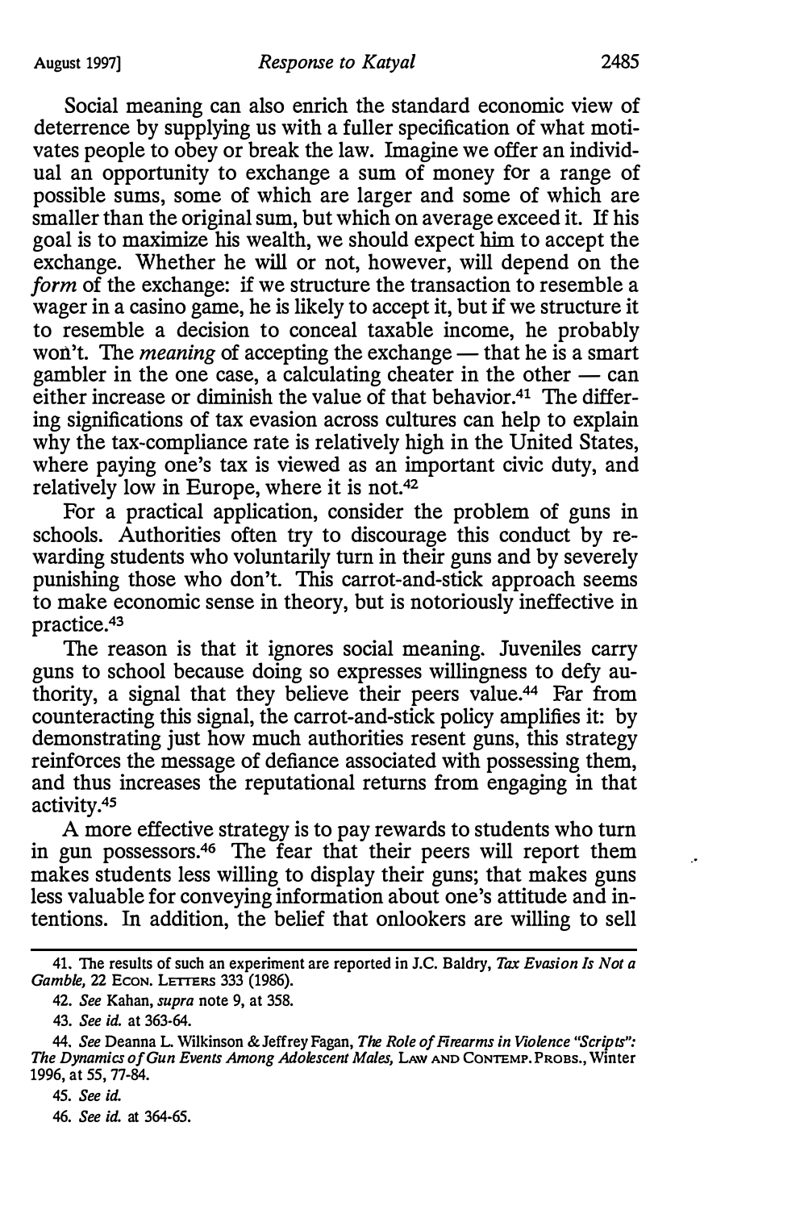Social meaning can also enrich the standard economic view of deterrence by supplying us with a fuller specification of what motivates people to obey or break the law. Imagine we offer an individual an opportunity to exchange a sum of money for a range of possible sums, some of which are larger and some of which are smaller than the original sum, but which on average exceed it. If his goal is to maximize his wealth, we should expect him to accept the exchange. Whether he will or not, however, will depend on the *form* of the exchange: if we structure the transaction to resemble a wager in a casino game, he is likely to accept it, but if we structure it to resemble a decision to conceal taxable income, he probably won't. The *meaning* of accepting the exchange — that he is a smart gambler in the one case, a calculating cheater in the other — can either increase or diminish the value of that behavior.[41] The differing significations of tax evasion across cultures can help to explain why the tax-compliance rate is relatively high in the United States, where paying one's tax is viewed as an important civic duty, and relatively low in Europe, where it is not.[42]

For a practical application, consider the problem of guns in schools. Authorities often try to discourage this conduct by rewarding students who voluntarily turn in their guns and by severely punishing those who don't. This carrot-and-stick approach seems to make economic sense in theory, but is notoriously ineffective in practice.[43]

The reason is that it ignores social meaning. Juveniles carry guns to school because doing so expresses willingness to defy authority, a signal that they believe their peers value.[44] Far from counteracting this signal, the carrot-and-stick policy amplifies it: by demonstrating just how much authorities resent guns, this strategy reinforces the message of defiance associated with possessing them, and thus increases the reputational returns from engaging in that activity.[45]

A more effective strategy is to pay rewards to students who turn in gun possessors.[46] The fear that their peers will report them makes students less willing to display their guns; that makes guns less valuable for conveying information about one's attitude and intentions. In addition, the belief that onlookers are willing to sell

---

41. The results of such an experiment are reported in J.C. Baldry, *Tax Evasion Is Not a Gamble*, 22 ECON. LETTERS 333 (1986).

42. *See* Kahan, *supra* note 9, at 358.

43. *See id.* at 363-64.

44. *See* Deanna L. Wilkinson & Jeffrey Fagan, *The Role of Firearms in Violence "Scripts": The Dynamics of Gun Events Among Adolescent Males*, LAW AND CONTEMP. PROBS., Winter 1996, at 55, 77-84.

45. *See id.*

46. *See id.* at 364-65.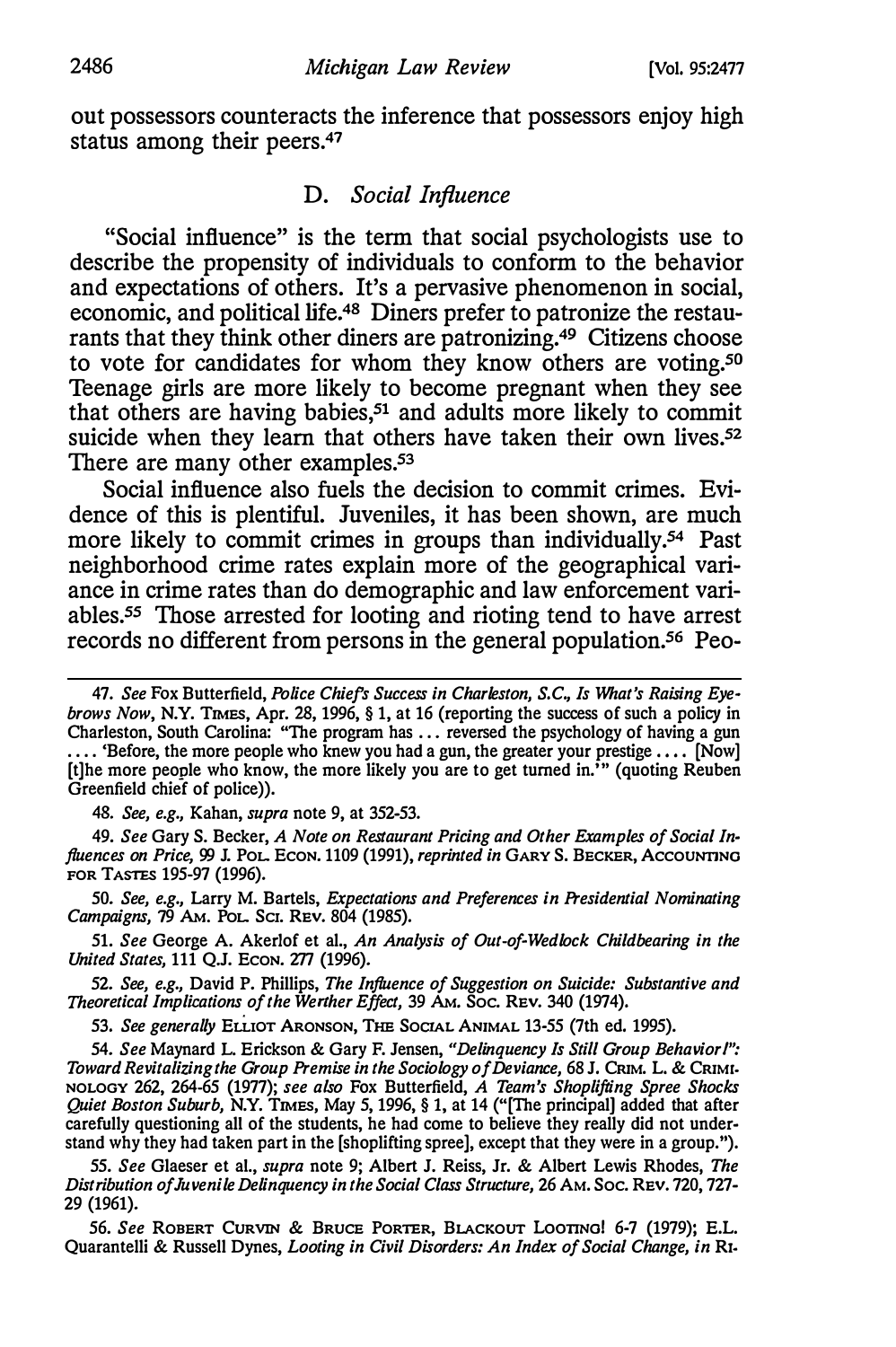out possessors counteracts the inference that possessors enjoy high status among their peers.[47]

## D. *Social Influence*

"Social influence" is the term that social psychologists use to describe the propensity of individuals to conform to the behavior and expectations of others. It's a pervasive phenomenon in social, economic, and political life.[48] Diners prefer to patronize the restaurants that they think other diners are patronizing.[49] Citizens choose to vote for candidates for whom they know others are voting.[50] Teenage girls are more likely to become pregnant when they see that others are having babies,[51] and adults more likely to commit suicide when they learn that others have taken their own lives.[52] There are many other examples.[53]

Social influence also fuels the decision to commit crimes. Evidence of this is plentiful. Juveniles, it has been shown, are much more likely to commit crimes in groups than individually.[54] Past neighborhood crime rates explain more of the geographical variance in crime rates than do demographic and law enforcement variables.[55] Those arrested for looting and rioting tend to have arrest records no different from persons in the general population.[56] Peo-

---

47. *See* Fox Butterfield, *Police Chief's Success in Charleston, S.C., Is What's Raising Eyebrows Now*, N.Y. TIMES, Apr. 28, 1996, § 1, at 16 (reporting the success of such a policy in Charleston, South Carolina: "The program has . . . reversed the psychology of having a gun . . . . 'Before, the more people who knew you had a gun, the greater your prestige . . . . [Now] [t]he more people who know, the more likely you are to get turned in.'" (quoting Reuben Greenfield chief of police)).

48. *See, e.g.*, Kahan, *supra* note 9, at 352-53.

49. *See* Gary S. Becker, *A Note on Restaurant Pricing and Other Examples of Social Influences on Price*, 99 J. POL. ECON. 1109 (1991), *reprinted in* GARY S. BECKER, ACCOUNTING FOR TASTES 195-97 (1996).

50. *See, e.g.*, Larry M. Bartels, *Expectations and Preferences in Presidential Nominating Campaigns*, 79 AM. POL. SCI. REV. 804 (1985).

51. *See* George A. Akerlof et al., *An Analysis of Out-of-Wedlock Childbearing in the United States*, 111 Q.J. ECON. 277 (1996).

52. *See, e.g.*, David P. Phillips, *The Influence of Suggestion on Suicide: Substantive and Theoretical Implications of the Werther Effect*, 39 AM. SOC. REV. 340 (1974).

53. *See generally* ELLIOT ARONSON, THE SOCIAL ANIMAL 13-55 (7th ed. 1995).

54. *See* Maynard L. Erickson & Gary F. Jensen, *"Delinquency Is Still Group Behavior!": Toward Revitalizing the Group Premise in the Sociology of Deviance*, 68 J. CRIM. L. & CRIMINOLOGY 262, 264-65 (1977); *see also* Fox Butterfield, *A Team's Shoplifting Spree Shocks Quiet Boston Suburb*, N.Y. TIMES, May 5, 1996, § 1, at 14 ("[The principal] added that after carefully questioning all of the students, he had come to believe they really did not understand why they had taken part in the [shoplifting spree], except that they were in a group.").

55. *See* Glaeser et al., *supra* note 9; Albert J. Reiss, Jr. & Albert Lewis Rhodes, *The Distribution of Juvenile Delinquency in the Social Class Structure*, 26 AM. SOC. REV. 720, 727-29 (1961).

56. *See* ROBERT CURVIN & BRUCE PORTER, BLACKOUT LOOTING! 6-7 (1979); E.L. Quarantelli & Russell Dynes, *Looting in Civil Disorders: An Index of Social Change*, *in* RI-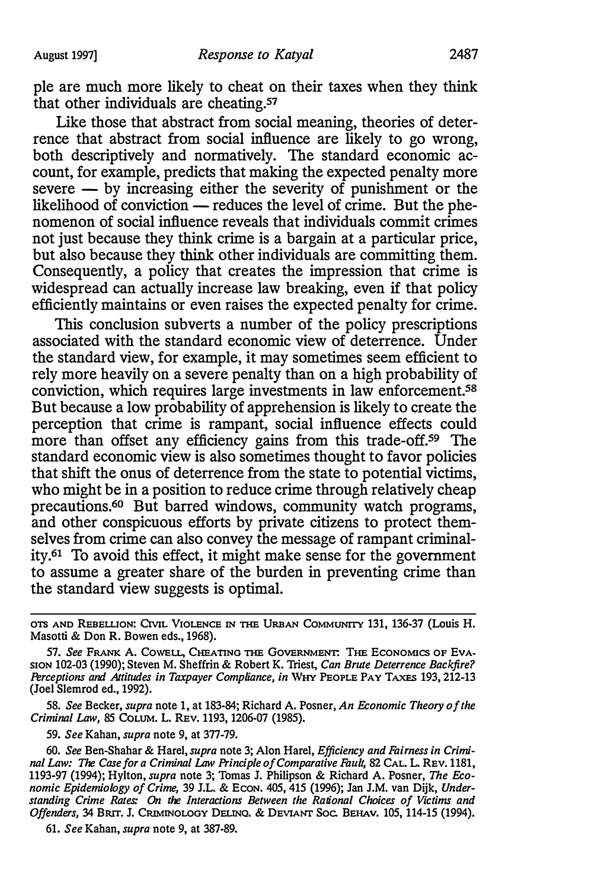ple are much more likely to cheat on their taxes when they think that other individuals are cheating.[57]

Like those that abstract from social meaning, theories of deterrence that abstract from social influence are likely to go wrong, both descriptively and normatively. The standard economic account, for example, predicts that making the expected penalty more severe — by increasing either the severity of punishment or the likelihood of conviction — reduces the level of crime. But the phenomenon of social influence reveals that individuals commit crimes not just because they think crime is a bargain at a particular price, but also because they think other individuals are committing them. Consequently, a policy that creates the impression that crime is widespread can actually increase law breaking, even if that policy efficiently maintains or even raises the expected penalty for crime.

This conclusion subverts a number of the policy prescriptions associated with the standard economic view of deterrence. Under the standard view, for example, it may sometimes seem efficient to rely more heavily on a severe penalty than on a high probability of conviction, which requires large investments in law enforcement.[58] But because a low probability of apprehension is likely to create the perception that crime is rampant, social influence effects could more than offset any efficiency gains from this trade-off.[59] The standard economic view is also sometimes thought to favor policies that shift the onus of deterrence from the state to potential victims, who might be in a position to reduce crime through relatively cheap precautions.[60] But barred windows, community watch programs, and other conspicuous efforts by private citizens to protect themselves from crime can also convey the message of rampant criminality.[61] To avoid this effect, it might make sense for the government to assume a greater share of the burden in preventing crime than the standard view suggests is optimal.

---

OTS AND REBELLION: CIVIL VIOLENCE IN THE URBAN COMMUNITY 131, 136-37 (Louis H. Masotti & Don R. Bowen eds., 1968).

57. *See* FRANK A. COWELL, CHEATING THE GOVERNMENT: THE ECONOMICS OF EVASION 102-03 (1990); Steven M. Sheffrin & Robert K. Triest, *Can Brute Deterrence Backfire? Perceptions and Attitudes in Taxpayer Compliance*, *in* WHY PEOPLE PAY TAXES 193, 212-13 (Joel Slemrod ed., 1992).

58. *See* Becker, *supra* note 1, at 183-84; Richard A. Posner, *An Economic Theory of the Criminal Law*, 85 COLUM. L. REV. 1193, 1206-07 (1985).

59. *See* Kahan, *supra* note 9, at 377-79.

60. *See* Ben-Shahar & Harel, *supra* note 3; Alon Harel, *Efficiency and Fairness in Criminal Law: The Case for a Criminal Law Principle of Comparative Fault*, 82 CAL. L. REV. 1181, 1193-97 (1994); Hylton, *supra* note 3; Tomas J. Philipson & Richard A. Posner, *The Economic Epidemiology of Crime*, 39 J.L. & ECON. 405, 415 (1996); Jan J.M. van Dijk, *Understanding Crime Rates: On the Interactions Between the Rational Choices of Victims and Offenders*, 34 BRIT. J. CRIMINOLOGY DELINQ. & DEVIANT SOC. BEHAV. 105, 114-15 (1994).

61. *See* Kahan, *supra* note 9, at 387-89.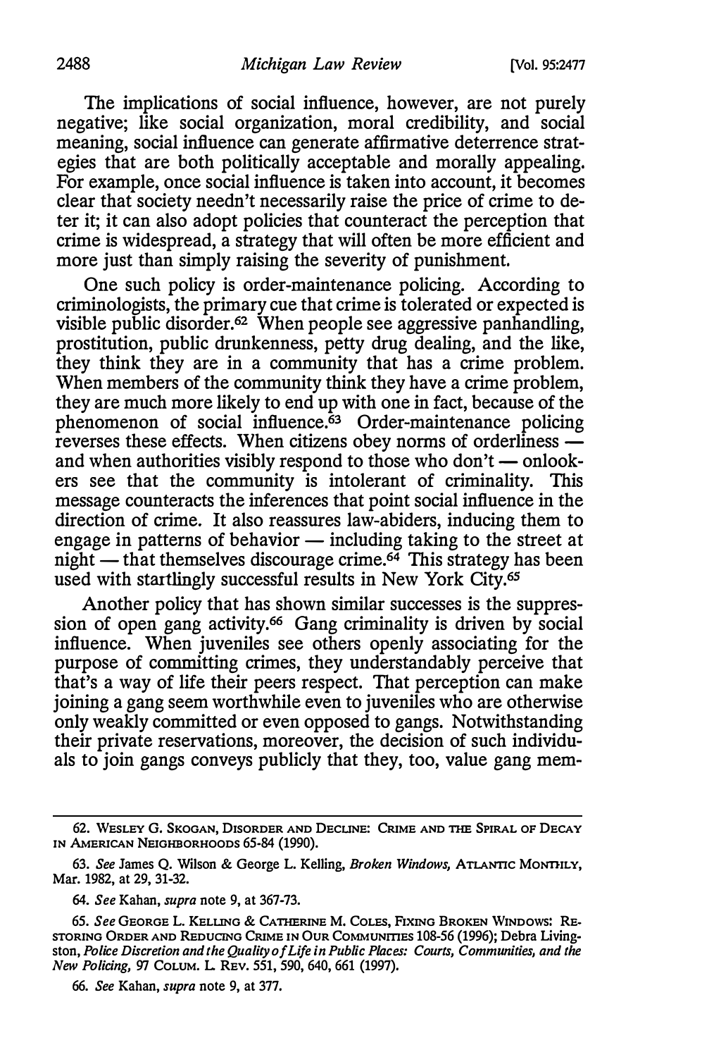The implications of social influence, however, are not purely negative; like social organization, moral credibility, and social meaning, social influence can generate affirmative deterrence strategies that are both politically acceptable and morally appealing. For example, once social influence is taken into account, it becomes clear that society needn't necessarily raise the price of crime to deter it; it can also adopt policies that counteract the perception that crime is widespread, a strategy that will often be more efficient and more just than simply raising the severity of punishment.

One such policy is order-maintenance policing. According to criminologists, the primary cue that crime is tolerated or expected is visible public disorder.[62] When people see aggressive panhandling, prostitution, public drunkenness, petty drug dealing, and the like, they think they are in a community that has a crime problem. When members of the community think they have a crime problem, they are much more likely to end up with one in fact, because of the phenomenon of social influence.[63] Order-maintenance policing reverses these effects. When citizens obey norms of orderliness — and when authorities visibly respond to those who don't — onlookers see that the community is intolerant of criminality. This message counteracts the inferences that point social influence in the direction of crime. It also reassures law-abiders, inducing them to engage in patterns of behavior — including taking to the street at night — that themselves discourage crime.[64] This strategy has been used with startlingly successful results in New York City.[65]

Another policy that has shown similar successes is the suppression of open gang activity.[66] Gang criminality is driven by social influence. When juveniles see others openly associating for the purpose of committing crimes, they understandably perceive that that's a way of life their peers respect. That perception can make joining a gang seem worthwhile even to juveniles who are otherwise only weakly committed or even opposed to gangs. Notwithstanding their private reservations, moreover, the decision of such individuals to join gangs conveys publicly that they, too, value gang mem-

---

62. WESLEY G. SKOGAN, DISORDER AND DECLINE: CRIME AND THE SPIRAL OF DECAY IN AMERICAN NEIGHBORHOODS 65-84 (1990).

63. *See* James Q. Wilson & George L. Kelling, *Broken Windows*, ATLANTIC MONTHLY, Mar. 1982, at 29, 31-32.

64. *See* Kahan, *supra* note 9, at 367-73.

65. *See* GEORGE L. KELLING & CATHERINE M. COLES, FIXING BROKEN WINDOWS: RESTORING ORDER AND REDUCING CRIME IN OUR COMMUNITIES 108-56 (1996); Debra Livingston, *Police Discretion and the Quality of Life in Public Places: Courts, Communities, and the New Policing*, 97 COLUM. L. REV. 551, 590, 640, 661 (1997).

66. *See* Kahan, *supra* note 9, at 377.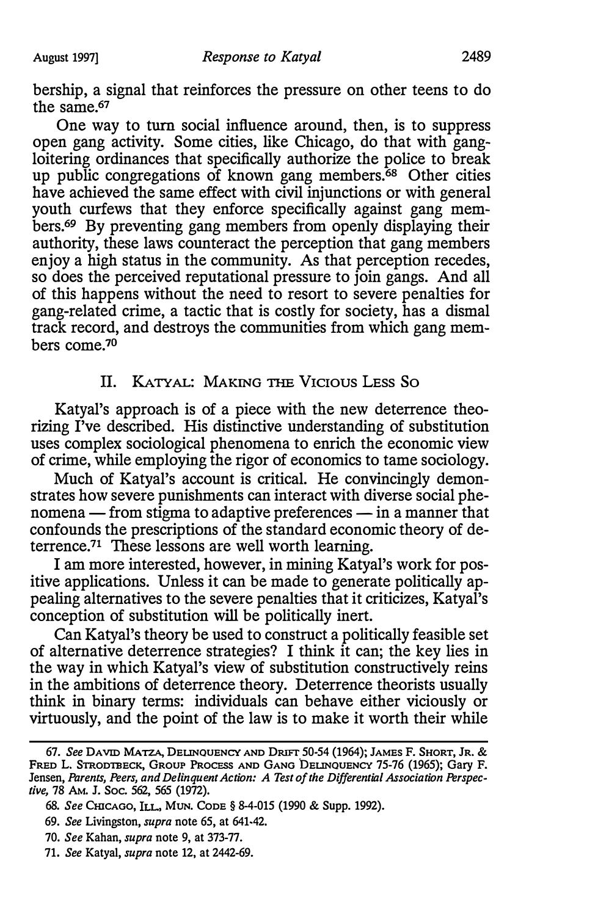bership, a signal that reinforces the pressure on other teens to do the same.[67]

One way to turn social influence around, then, is to suppress open gang activity. Some cities, like Chicago, do that with gang-loitering ordinances that specifically authorize the police to break up public congregations of known gang members.[68] Other cities have achieved the same effect with civil injunctions or with general youth curfews that they enforce specifically against gang members.[69] By preventing gang members from openly displaying their authority, these laws counteract the perception that gang members enjoy a high status in the community. As that perception recedes, so does the perceived reputational pressure to join gangs. And all of this happens without the need to resort to severe penalties for gang-related crime, a tactic that is costly for society, has a dismal track record, and destroys the communities from which gang members come.[70]

## II. Katyal: Making the Vicious Less So

Katyal's approach is of a piece with the new deterrence theorizing I've described. His distinctive understanding of substitution uses complex sociological phenomena to enrich the economic view of crime, while employing the rigor of economics to tame sociology.

Much of Katyal's account is critical. He convincingly demonstrates how severe punishments can interact with diverse social phenomena — from stigma to adaptive preferences — in a manner that confounds the prescriptions of the standard economic theory of deterrence.[71] These lessons are well worth learning.

I am more interested, however, in mining Katyal's work for positive applications. Unless it can be made to generate politically appealing alternatives to the severe penalties that it criticizes, Katyal's conception of substitution will be politically inert.

Can Katyal's theory be used to construct a politically feasible set of alternative deterrence strategies? I think it can; the key lies in the way in which Katyal's view of substitution constructively reins in the ambitions of deterrence theory. Deterrence theorists usually think in binary terms: individuals can behave either viciously or virtuously, and the point of the law is to make it worth their while

---

67. *See* David Matza, Delinquency and Drift 50-54 (1964); James F. Short, Jr. & Fred L. Strodtbeck, Group Process and Gang Delinquency 75-76 (1965); Gary F. Jensen, *Parents, Peers, and Delinquent Action: A Test of the Differential Association Perspective*, 78 Am. J. Soc. 562, 565 (1972).

68. *See* Chicago, Ill., Mun. Code § 8-4-015 (1990 & Supp. 1992).

69. *See* Livingston, *supra* note 65, at 641-42.

70. *See* Kahan, *supra* note 9, at 373-77.

71. *See* Katyal, *supra* note 12, at 2442-69.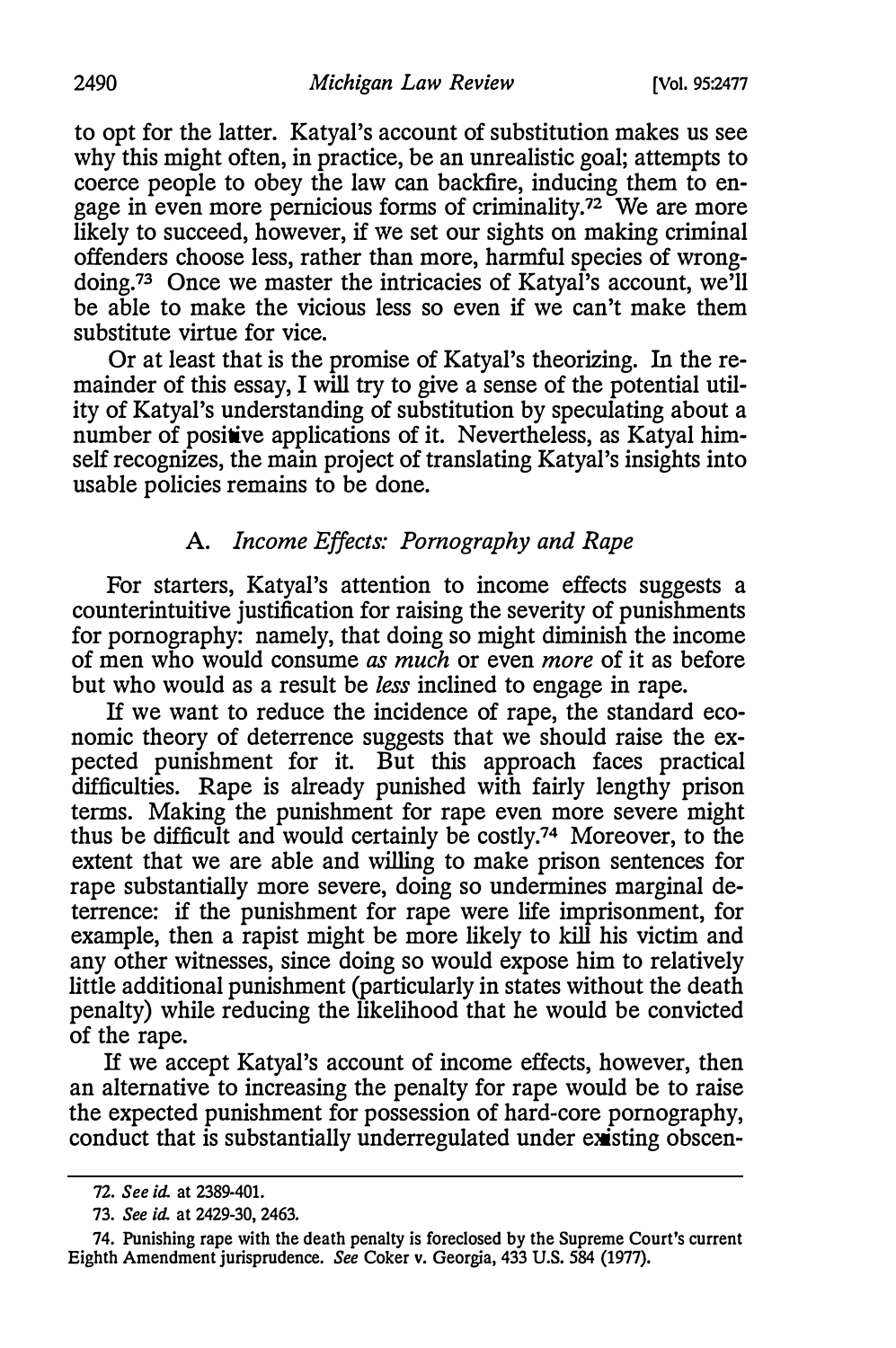to opt for the latter. Katyal's account of substitution makes us see why this might often, in practice, be an unrealistic goal; attempts to coerce people to obey the law can backfire, inducing them to engage in even more pernicious forms of criminality.[72] We are more likely to succeed, however, if we set our sights on making criminal offenders choose less, rather than more, harmful species of wrongdoing.[73] Once we master the intricacies of Katyal's account, we'll be able to make the vicious less so even if we can't make them substitute virtue for vice.

Or at least that is the promise of Katyal's theorizing. In the remainder of this essay, I will try to give a sense of the potential utility of Katyal's understanding of substitution by speculating about a number of positive applications of it. Nevertheless, as Katyal himself recognizes, the main project of translating Katyal's insights into usable policies remains to be done.

### A. *Income Effects: Pornography and Rape*

For starters, Katyal's attention to income effects suggests a counterintuitive justification for raising the severity of punishments for pornography: namely, that doing so might diminish the income of men who would consume *as much* or even *more* of it as before but who would as a result be *less* inclined to engage in rape.

If we want to reduce the incidence of rape, the standard economic theory of deterrence suggests that we should raise the expected punishment for it. But this approach faces practical difficulties. Rape is already punished with fairly lengthy prison terms. Making the punishment for rape even more severe might thus be difficult and would certainly be costly.[74] Moreover, to the extent that we are able and willing to make prison sentences for rape substantially more severe, doing so undermines marginal deterrence: if the punishment for rape were life imprisonment, for example, then a rapist might be more likely to kill his victim and any other witnesses, since doing so would expose him to relatively little additional punishment (particularly in states without the death penalty) while reducing the likelihood that he would be convicted of the rape.

If we accept Katyal's account of income effects, however, then an alternative to increasing the penalty for rape would be to raise the expected punishment for possession of hard-core pornography, conduct that is substantially underregulated under existing obscen-

---

72. *See id.* at 2389-401.

73. *See id.* at 2429-30, 2463.

74. Punishing rape with the death penalty is foreclosed by the Supreme Court's current Eighth Amendment jurisprudence. *See* Coker v. Georgia, 433 U.S. 584 (1977).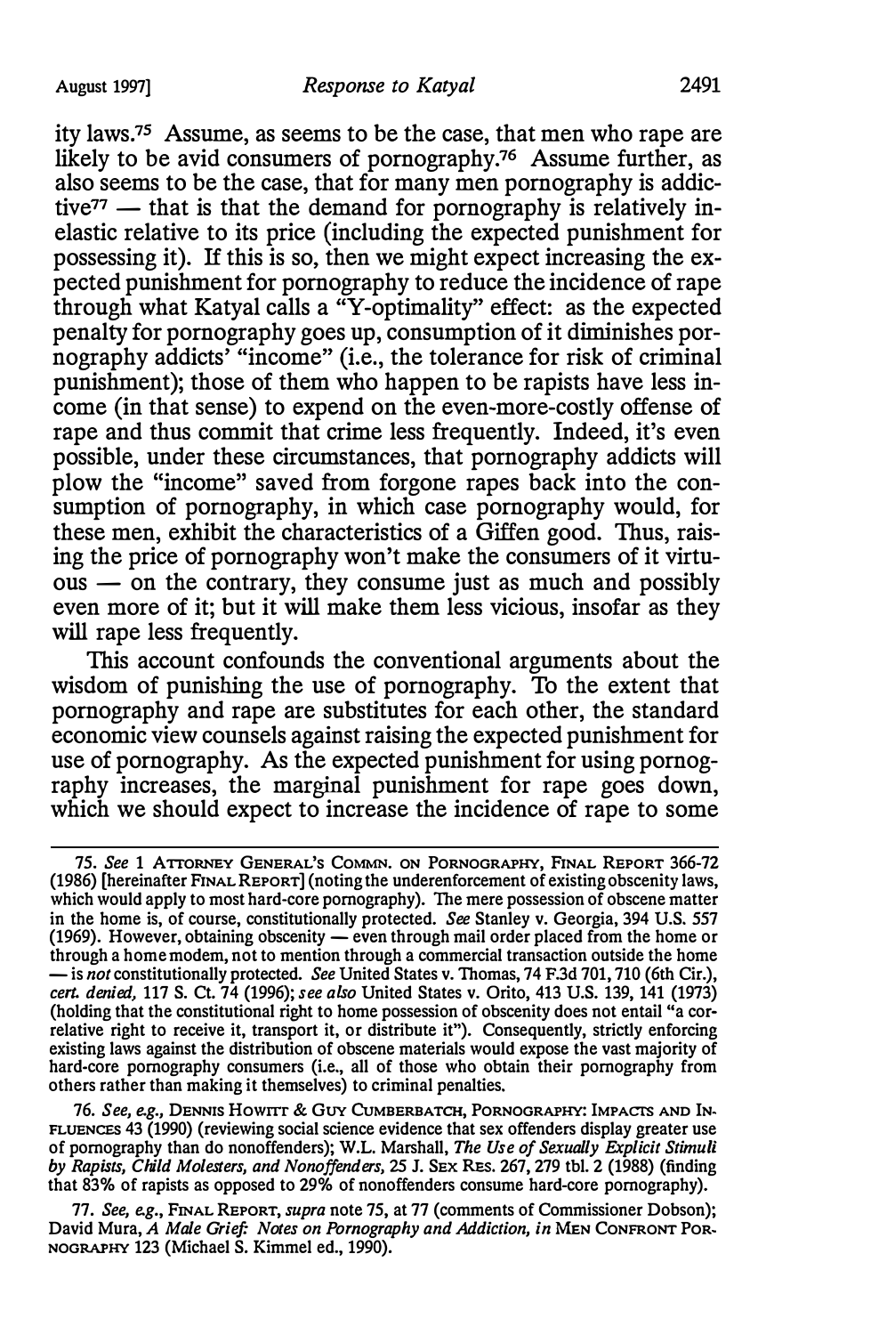ity laws.[75] Assume, as seems to be the case, that men who rape are likely to be avid consumers of pornography.[76] Assume further, as also seems to be the case, that for many men pornography is addictive[77] — that is that the demand for pornography is relatively inelastic relative to its price (including the expected punishment for possessing it). If this is so, then we might expect increasing the expected punishment for pornography to reduce the incidence of rape through what Katyal calls a "Y-optimality" effect: as the expected penalty for pornography goes up, consumption of it diminishes pornography addicts' "income" (i.e., the tolerance for risk of criminal punishment); those of them who happen to be rapists have less income (in that sense) to expend on the even-more-costly offense of rape and thus commit that crime less frequently. Indeed, it's even possible, under these circumstances, that pornography addicts will plow the "income" saved from forgone rapes back into the consumption of pornography, in which case pornography would, for these men, exhibit the characteristics of a Giffen good. Thus, raising the price of pornography won't make the consumers of it virtuous — on the contrary, they consume just as much and possibly even more of it; but it will make them less vicious, insofar as they will rape less frequently.

This account confounds the conventional arguments about the wisdom of punishing the use of pornography. To the extent that pornography and rape are substitutes for each other, the standard economic view counsels against raising the expected punishment for use of pornography. As the expected punishment for using pornography increases, the marginal punishment for rape goes down, which we should expect to increase the incidence of rape to some

---

75. *See* 1 ATTORNEY GENERAL'S COMMN. ON PORNOGRAPHY, FINAL REPORT 366-72 (1986) [hereinafter FINAL REPORT] (noting the underenforcement of existing obscenity laws, which would apply to most hard-core pornography). The mere possession of obscene matter in the home is, of course, constitutionally protected. *See* Stanley v. Georgia, 394 U.S. 557 (1969). However, obtaining obscenity — even through mail order placed from the home or through a home modem, not to mention through a commercial transaction outside the home — is *not* constitutionally protected. *See* United States v. Thomas, 74 F.3d 701, 710 (6th Cir.), *cert. denied*, 117 S. Ct. 74 (1996); *see also* United States v. Orito, 413 U.S. 139, 141 (1973) (holding that the constitutional right to home possession of obscenity does not entail "a correlative right to receive it, transport it, or distribute it"). Consequently, strictly enforcing existing laws against the distribution of obscene materials would expose the vast majority of hard-core pornography consumers (i.e., all of those who obtain their pornography from others rather than making it themselves) to criminal penalties.

76. *See, e.g.*, DENNIS HOWITT & GUY CUMBERBATCH, PORNOGRAPHY: IMPACTS AND INFLUENCES 43 (1990) (reviewing social science evidence that sex offenders display greater use of pornography than do nonoffenders); W.L. Marshall, *The Use of Sexually Explicit Stimuli by Rapists, Child Molesters, and Nonoffenders*, 25 J. SEX RES. 267, 279 tbl. 2 (1988) (finding that 83% of rapists as opposed to 29% of nonoffenders consume hard-core pornography).

77. *See, e.g.*, FINAL REPORT, *supra* note 75, at 77 (comments of Commissioner Dobson); David Mura, *A Male Grief: Notes on Pornography and Addiction*, *in* MEN CONFRONT PORNOGRAPHY 123 (Michael S. Kimmel ed., 1990).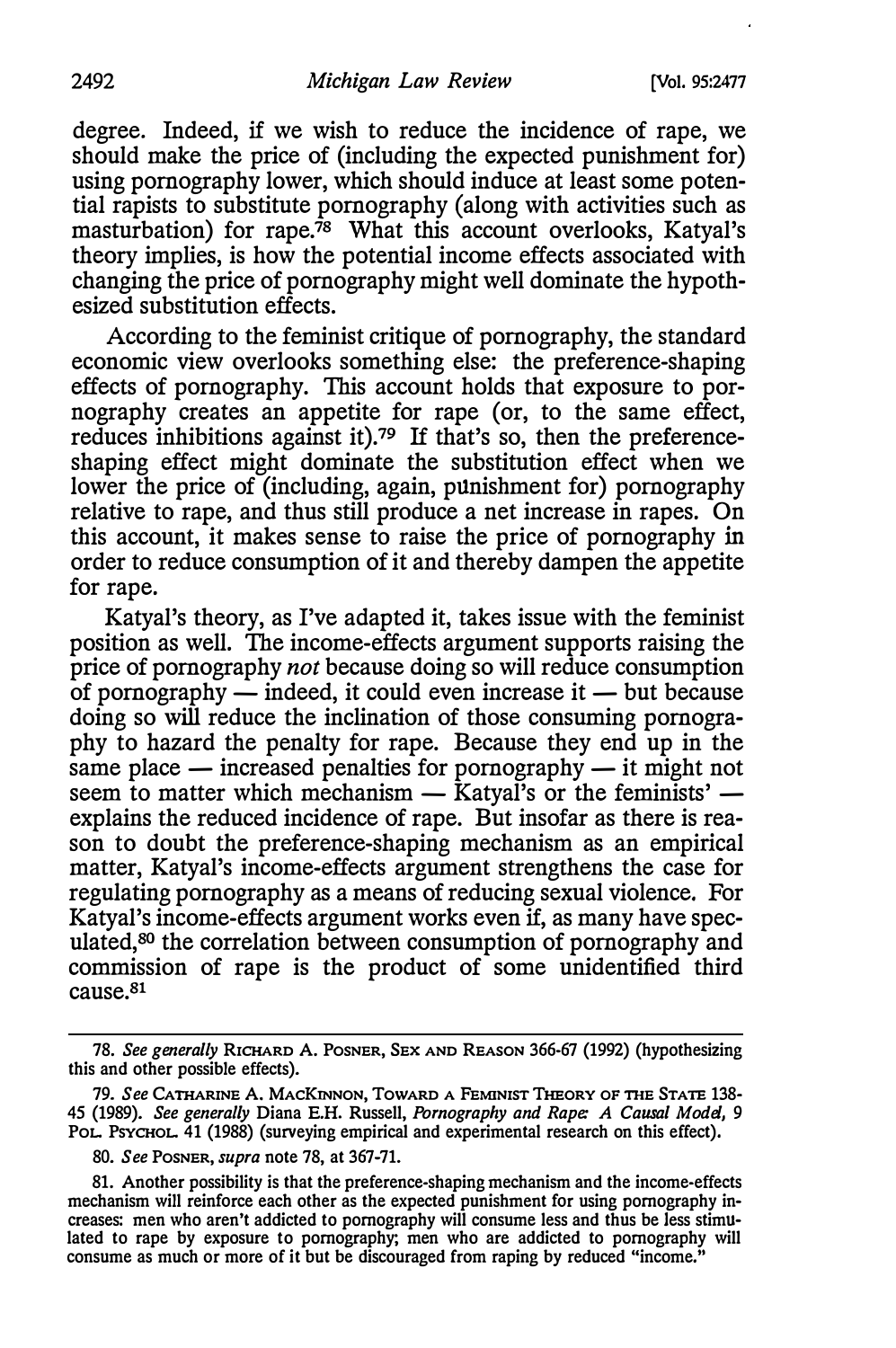degree. Indeed, if we wish to reduce the incidence of rape, we should make the price of (including the expected punishment for) using pornography lower, which should induce at least some potential rapists to substitute pornography (along with activities such as masturbation) for rape.[78] What this account overlooks, Katyal's theory implies, is how the potential income effects associated with changing the price of pornography might well dominate the hypothesized substitution effects.

According to the feminist critique of pornography, the standard economic view overlooks something else: the preference-shaping effects of pornography. This account holds that exposure to pornography creates an appetite for rape (or, to the same effect, reduces inhibitions against it).[79] If that's so, then the preference-shaping effect might dominate the substitution effect when we lower the price of (including, again, punishment for) pornography relative to rape, and thus still produce a net increase in rapes. On this account, it makes sense to raise the price of pornography in order to reduce consumption of it and thereby dampen the appetite for rape.

Katyal's theory, as I've adapted it, takes issue with the feminist position as well. The income-effects argument supports raising the price of pornography *not* because doing so will reduce consumption of pornography — indeed, it could even increase it — but because doing so will reduce the inclination of those consuming pornography to hazard the penalty for rape. Because they end up in the same place — increased penalties for pornography — it might not seem to matter which mechanism — Katyal's or the feminists' — explains the reduced incidence of rape. But insofar as there is reason to doubt the preference-shaping mechanism as an empirical matter, Katyal's income-effects argument strengthens the case for regulating pornography as a means of reducing sexual violence. For Katyal's income-effects argument works even if, as many have speculated,[80] the correlation between consumption of pornography and commission of rape is the product of some unidentified third cause.[81]

---

78. *See generally* RICHARD A. POSNER, SEX AND REASON 366-67 (1992) (hypothesizing this and other possible effects).

79. *See* CATHARINE A. MACKINNON, TOWARD A FEMINIST THEORY OF THE STATE 138-45 (1989). *See generally* Diana E.H. Russell, *Pornography and Rape: A Causal Model*, 9 POL. PSYCHOL. 41 (1988) (surveying empirical and experimental research on this effect).

80. *See* POSNER, *supra* note 78, at 367-71.

81. Another possibility is that the preference-shaping mechanism and the income-effects mechanism will reinforce each other as the expected punishment for using pornography increases: men who aren't addicted to pornography will consume less and thus be less stimulated to rape by exposure to pornography; men who are addicted to pornography will consume as much or more of it but be discouraged from raping by reduced "income."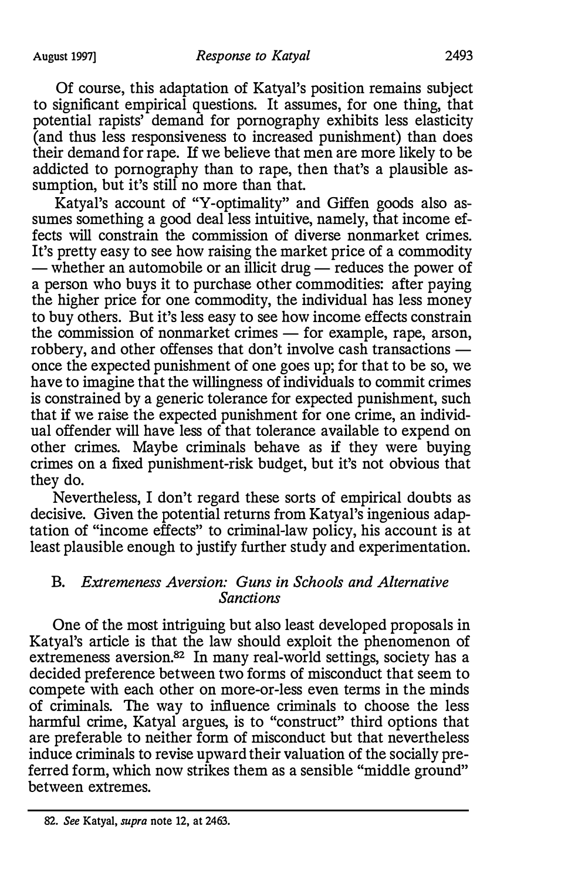Of course, this adaptation of Katyal's position remains subject to significant empirical questions. It assumes, for one thing, that potential rapists' demand for pornography exhibits less elasticity (and thus less responsiveness to increased punishment) than does their demand for rape. If we believe that men are more likely to be addicted to pornography than to rape, then that's a plausible assumption, but it's still no more than that.

Katyal's account of "Y-optimality" and Giffen goods also assumes something a good deal less intuitive, namely, that income effects will constrain the commission of diverse nonmarket crimes. It's pretty easy to see how raising the market price of a commodity — whether an automobile or an illicit drug — reduces the power of a person who buys it to purchase other commodities: after paying the higher price for one commodity, the individual has less money to buy others. But it's less easy to see how income effects constrain the commission of nonmarket crimes — for example, rape, arson, robbery, and other offenses that don't involve cash transactions — once the expected punishment of one goes up; for that to be so, we have to imagine that the willingness of individuals to commit crimes is constrained by a generic tolerance for expected punishment, such that if we raise the expected punishment for one crime, an individual offender will have less of that tolerance available to expend on other crimes. Maybe criminals behave as if they were buying crimes on a fixed punishment-risk budget, but it's not obvious that they do.

Nevertheless, I don't regard these sorts of empirical doubts as decisive. Given the potential returns from Katyal's ingenious adaptation of "income effects" to criminal-law policy, his account is at least plausible enough to justify further study and experimentation.

### B. *Extremeness Aversion: Guns in Schools and Alternative Sanctions*

One of the most intriguing but also least developed proposals in Katyal's article is that the law should exploit the phenomenon of extremeness aversion.[82] In many real-world settings, society has a decided preference between two forms of misconduct that seem to compete with each other on more-or-less even terms in the minds of criminals. The way to influence criminals to choose the less harmful crime, Katyal argues, is to "construct" third options that are preferable to neither form of misconduct but that nevertheless induce criminals to revise upward their valuation of the socially preferred form, which now strikes them as a sensible "middle ground" between extremes.

---

82. *See* Katyal, *supra* note 12, at 2463.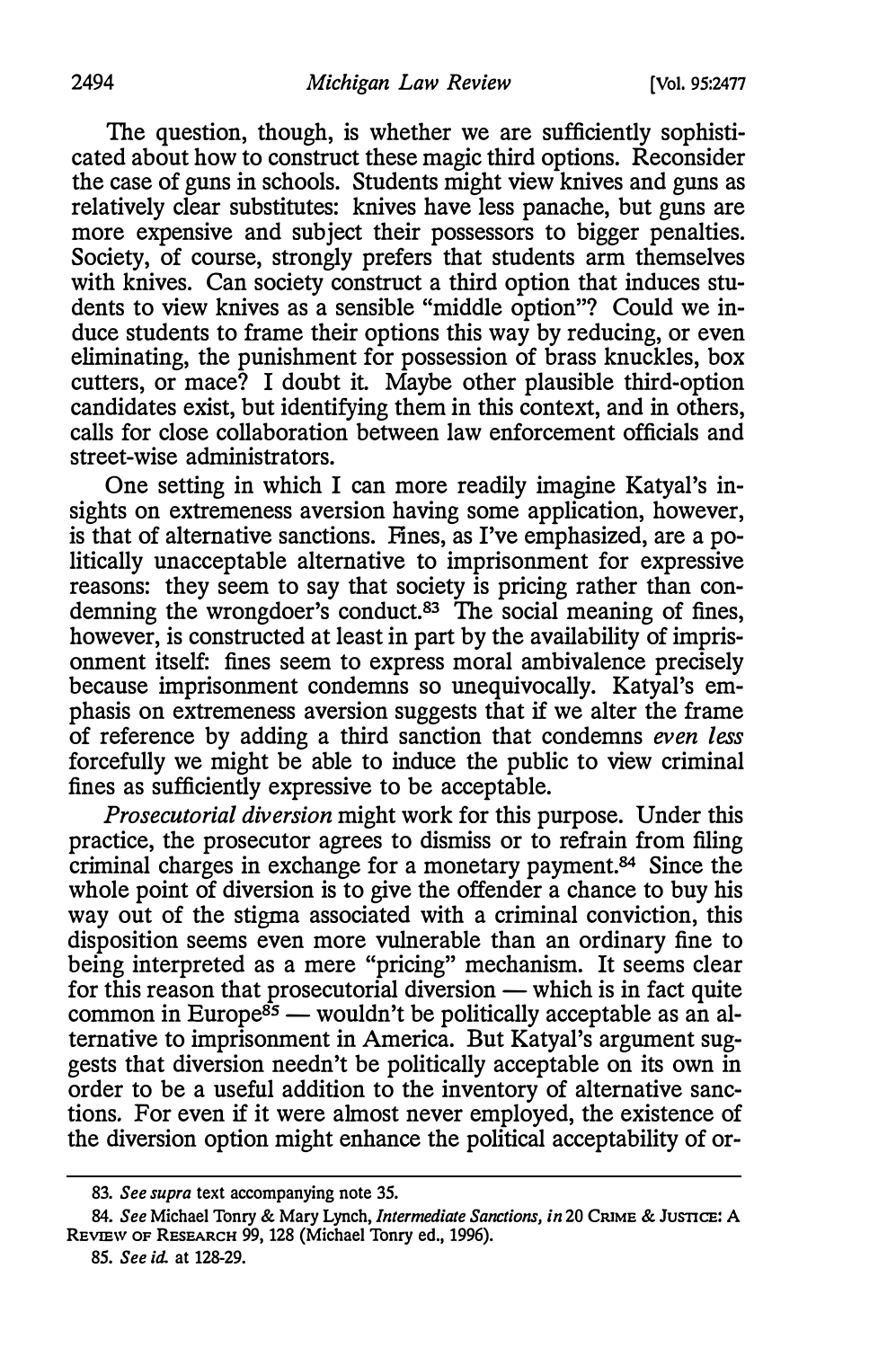The question, though, is whether we are sufficiently sophisticated about how to construct these magic third options. Reconsider the case of guns in schools. Students might view knives and guns as relatively clear substitutes: knives have less panache, but guns are more expensive and subject their possessors to bigger penalties. Society, of course, strongly prefers that students arm themselves with knives. Can society construct a third option that induces students to view knives as a sensible "middle option"? Could we induce students to frame their options this way by reducing, or even eliminating, the punishment for possession of brass knuckles, box cutters, or mace? I doubt it. Maybe other plausible third-option candidates exist, but identifying them in this context, and in others, calls for close collaboration between law enforcement officials and street-wise administrators.

One setting in which I can more readily imagine Katyal's insights on extremeness aversion having some application, however, is that of alternative sanctions. Fines, as I've emphasized, are a politically unacceptable alternative to imprisonment for expressive reasons: they seem to say that society is pricing rather than condemning the wrongdoer's conduct.[83] The social meaning of fines, however, is constructed at least in part by the availability of imprisonment itself: fines seem to express moral ambivalence precisely because imprisonment condemns so unequivocally. Katyal's emphasis on extremeness aversion suggests that if we alter the frame of reference by adding a third sanction that condemns *even less* forcefully we might be able to induce the public to view criminal fines as sufficiently expressive to be acceptable.

*Prosecutorial diversion* might work for this purpose. Under this practice, the prosecutor agrees to dismiss or to refrain from filing criminal charges in exchange for a monetary payment.[84] Since the whole point of diversion is to give the offender a chance to buy his way out of the stigma associated with a criminal conviction, this disposition seems even more vulnerable than an ordinary fine to being interpreted as a mere "pricing" mechanism. It seems clear for this reason that prosecutorial diversion — which is in fact quite common in Europe[85] — wouldn't be politically acceptable as an alternative to imprisonment in America. But Katyal's argument suggests that diversion needn't be politically acceptable on its own in order to be a useful addition to the inventory of alternative sanctions. For even if it were almost never employed, the existence of the diversion option might enhance the political acceptability of or-

83. *See supra* text accompanying note 35.

84. *See* Michael Tonry & Mary Lynch, *Intermediate Sanctions, in* 20 CRIME & JUSTICE: A REVIEW OF RESEARCH 99, 128 (Michael Tonry ed., 1996).

85. *See id.* at 128-29.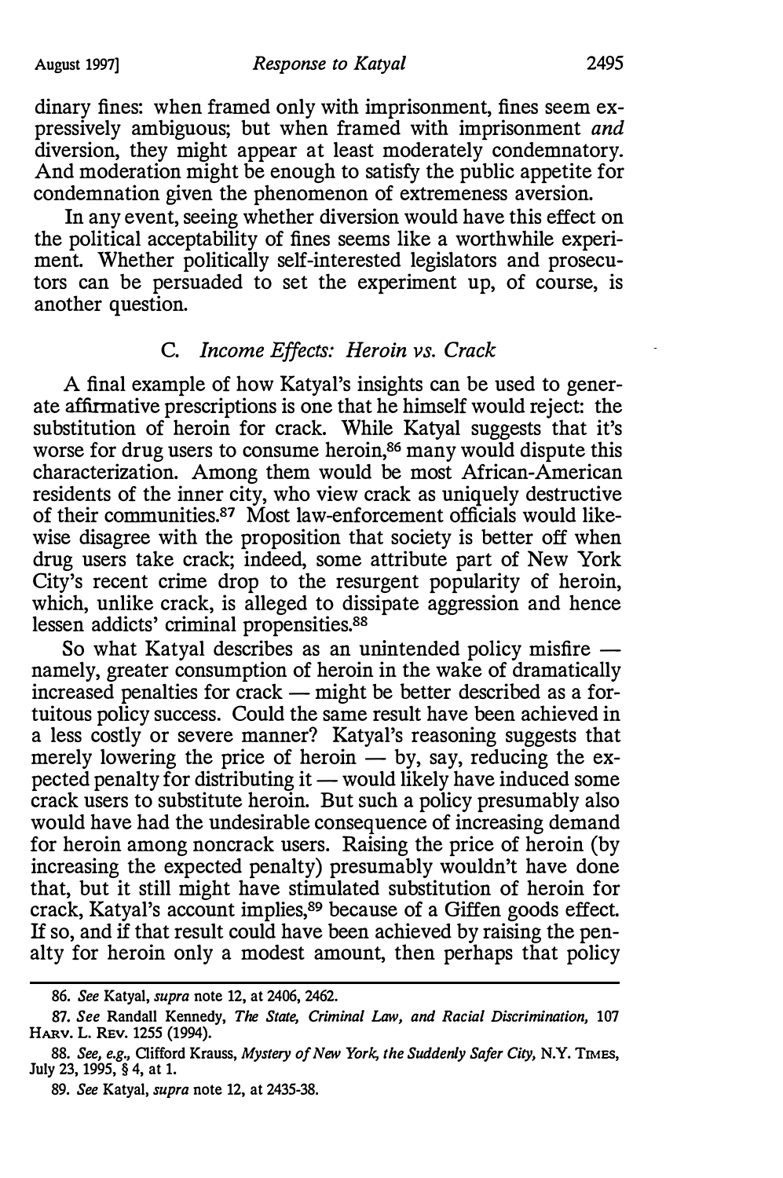dinary fines: when framed only with imprisonment, fines seem expressively ambiguous; but when framed with imprisonment *and* diversion, they might appear at least moderately condemnatory. And moderation might be enough to satisfy the public appetite for condemnation given the phenomenon of extremeness aversion.

In any event, seeing whether diversion would have this effect on the political acceptability of fines seems like a worthwhile experiment. Whether politically self-interested legislators and prosecutors can be persuaded to set the experiment up, of course, is another question.

### C. *Income Effects: Heroin vs. Crack*

A final example of how Katyal's insights can be used to generate affirmative prescriptions is one that he himself would reject: the substitution of heroin for crack. While Katyal suggests that it's worse for drug users to consume heroin,[86] many would dispute this characterization. Among them would be most African-American residents of the inner city, who view crack as uniquely destructive of their communities.[87] Most law-enforcement officials would likewise disagree with the proposition that society is better off when drug users take crack; indeed, some attribute part of New York City's recent crime drop to the resurgent popularity of heroin, which, unlike crack, is alleged to dissipate aggression and hence lessen addicts' criminal propensities.[88]

So what Katyal describes as an unintended policy misfire — namely, greater consumption of heroin in the wake of dramatically increased penalties for crack — might be better described as a fortuitous policy success. Could the same result have been achieved in a less costly or severe manner? Katyal's reasoning suggests that merely lowering the price of heroin — by, say, reducing the expected penalty for distributing it — would likely have induced some crack users to substitute heroin. But such a policy presumably also would have had the undesirable consequence of increasing demand for heroin among noncrack users. Raising the price of heroin (by increasing the expected penalty) presumably wouldn't have done that, but it still might have stimulated substitution of heroin for crack, Katyal's account implies,[89] because of a Giffen goods effect. If so, and if that result could have been achieved by raising the penalty for heroin only a modest amount, then perhaps that policy

---

86. *See* Katyal, *supra* note 12, at 2406, 2462.

87. *See* Randall Kennedy, *The State, Criminal Law, and Racial Discrimination*, 107 HARV. L. REV. 1255 (1994).

88. *See, e.g.*, Clifford Krauss, *Mystery of New York, the Suddenly Safer City*, N.Y. TIMES, July 23, 1995, § 4, at 1.

89. *See* Katyal, *supra* note 12, at 2435-38.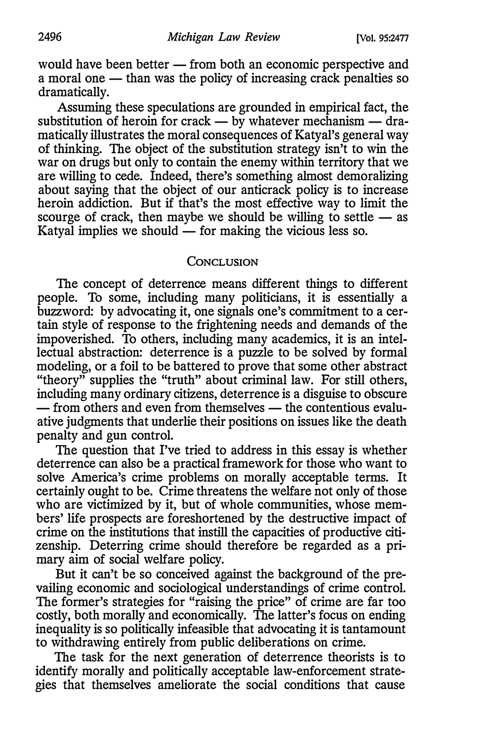would have been better — from both an economic perspective and a moral one — than was the policy of increasing crack penalties so dramatically.

Assuming these speculations are grounded in empirical fact, the substitution of heroin for crack — by whatever mechanism — dramatically illustrates the moral consequences of Katyal's general way of thinking. The object of the substitution strategy isn't to win the war on drugs but only to contain the enemy within territory that we are willing to cede. Indeed, there's something almost demoralizing about saying that the object of our anticrack policy is to increase heroin addiction. But if that's the most effective way to limit the scourge of crack, then maybe we should be willing to settle — as Katyal implies we should — for making the vicious less so.

## Conclusion

The concept of deterrence means different things to different people. To some, including many politicians, it is essentially a buzzword: by advocating it, one signals one's commitment to a certain style of response to the frightening needs and demands of the impoverished. To others, including many academics, it is an intellectual abstraction: deterrence is a puzzle to be solved by formal modeling, or a foil to be battered to prove that some other abstract "theory" supplies the "truth" about criminal law. For still others, including many ordinary citizens, deterrence is a disguise to obscure — from others and even from themselves — the contentious evaluative judgments that underlie their positions on issues like the death penalty and gun control.

The question that I've tried to address in this essay is whether deterrence can also be a practical framework for those who want to solve America's crime problems on morally acceptable terms. It certainly ought to be. Crime threatens the welfare not only of those who are victimized by it, but of whole communities, whose members' life prospects are foreshortened by the destructive impact of crime on the institutions that instill the capacities of productive citizenship. Deterring crime should therefore be regarded as a primary aim of social welfare policy.

But it can't be so conceived against the background of the prevailing economic and sociological understandings of crime control. The former's strategies for "raising the price" of crime are far too costly, both morally and economically. The latter's focus on ending inequality is so politically infeasible that advocating it is tantamount to withdrawing entirely from public deliberations on crime.

The task for the next generation of deterrence theorists is to identify morally and politically acceptable law-enforcement strategies that themselves ameliorate the social conditions that cause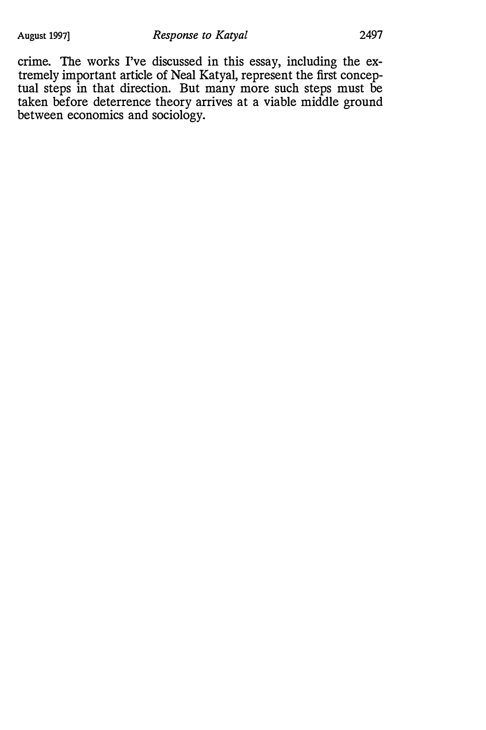crime. The works I've discussed in this essay, including the extremely important article of Neal Katyal, represent the first conceptual steps in that direction. But many more such steps must be taken before deterrence theory arrives at a viable middle ground between economics and sociology.